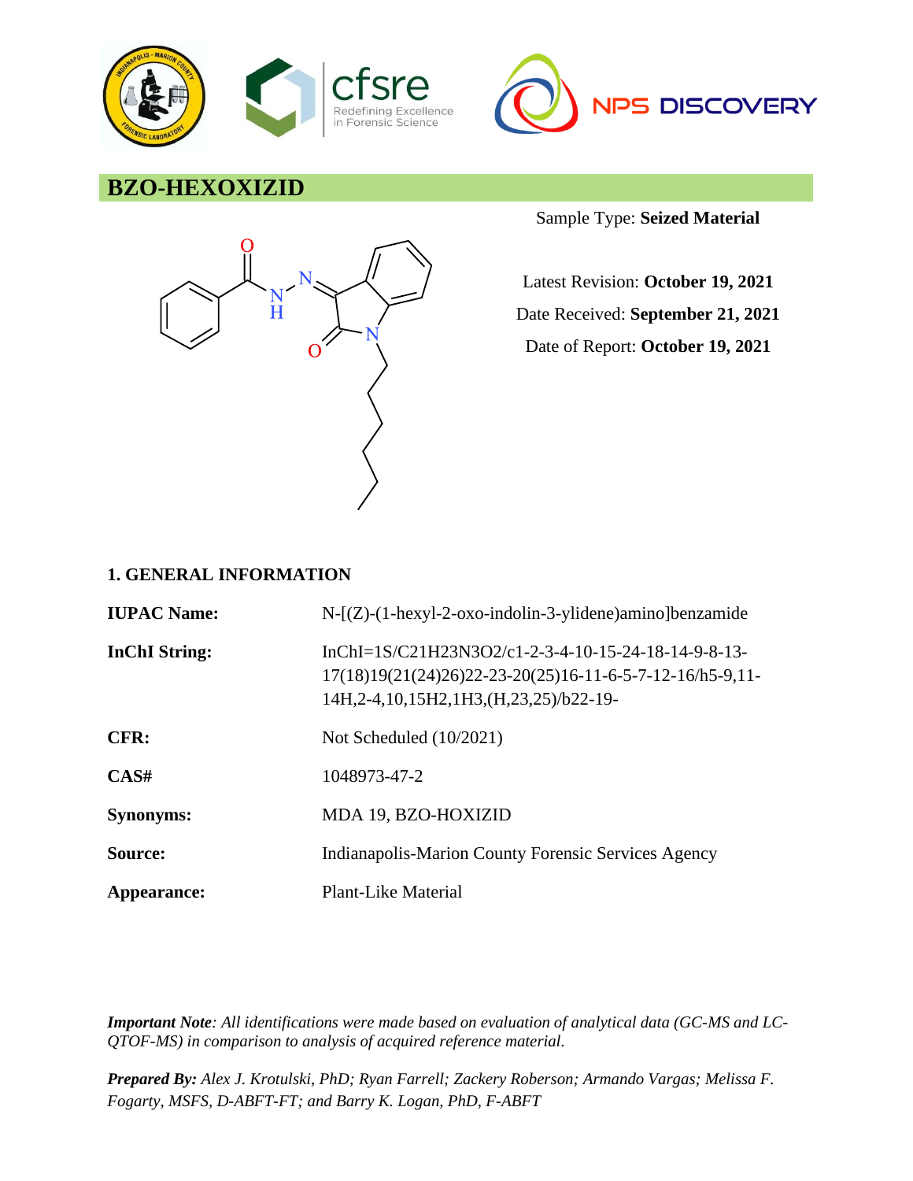# BZO-HEXOXIZID

Sample Type: **Seized Material**

Latest Revision: **October 19, 2021**

Date Received: **September 21, 2021**

Date of Report: **October 19, 2021**

## 1. GENERAL INFORMATION

**IUPAC Name:** N-[(Z)-(1-hexyl-2-oxo-indolin-3-ylidene)amino]benzamide

**InChI String:** InChI=1S/C21H23N3O2/c1-2-3-4-10-15-24-18-14-9-8-13-17(18)19(21(24)26)22-23-20(25)16-11-6-5-7-12-16/h5-9,11-14H,2-4,10,15H2,1H3,(H,23,25)/b22-19-

**CFR:** Not Scheduled (10/2021)

**CAS#** 1048973-47-2

**Synonyms:** MDA 19, BZO-HOXIZID

**Source:** Indianapolis-Marion County Forensic Services Agency

**Appearance:** Plant-Like Material

***Important Note****: All identifications were made based on evaluation of analytical data (GC-MS and LC-QTOF-MS) in comparison to analysis of acquired reference material.*

***Prepared By:*** *Alex J. Krotulski, PhD; Ryan Farrell; Zackery Roberson; Armando Vargas; Melissa F. Fogarty, MSFS, D-ABFT-FT; and Barry K. Logan, PhD, F-ABFT*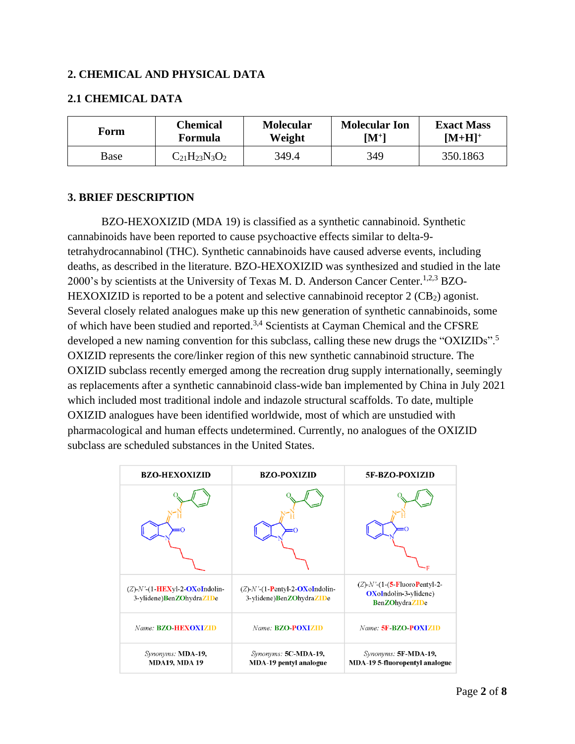## 2. CHEMICAL AND PHYSICAL DATA

### 2.1 CHEMICAL DATA

| Form | Chemical Formula | Molecular Weight | Molecular Ion $[M^+]$ | Exact Mass $[M+H]^+$ |
|---|---|---|---|---|
| Base | $C_{21}H_{23}N_3O_2$ | 349.4 | 349 | 350.1863 |

## 3. BRIEF DESCRIPTION

BZO-HEXOXIZID (MDA 19) is classified as a synthetic cannabinoid. Synthetic cannabinoids have been reported to cause psychoactive effects similar to delta-9-tetrahydrocannabinol (THC). Synthetic cannabinoids have caused adverse events, including deaths, as described in the literature. BZO-HEXOXIZID was synthesized and studied in the late 2000's by scientists at the University of Texas M. D. Anderson Cancer Center.[1,2,3] BZO-HEXOXIZID is reported to be a potent and selective cannabinoid receptor 2 ($CB_2$) agonist. Several closely related analogues make up this new generation of synthetic cannabinoids, some of which have been studied and reported.[3,4] Scientists at Cayman Chemical and the CFSRE developed a new naming convention for this subclass, calling these new drugs the "OXIZIDs".[5] OXIZID represents the core/linker region of this new synthetic cannabinoid structure. The OXIZID subclass recently emerged among the recreation drug supply internationally, seemingly as replacements after a synthetic cannabinoid class-wide ban implemented by China in July 2021 which included most traditional indole and indazole structural scaffolds. To date, multiple OXIZID analogues have been identified worldwide, most of which are unstudied with pharmacological and human effects undetermined. Currently, no analogues of the OXIZID subclass are scheduled substances in the United States.

| BZO-HEXOXIZID | BZO-POXIZID | 5F-BZO-POXIZID |
|---|---|---|
| | | |
| (*Z*)-*N'*-(1-HEXyl-2-OXoIndolin-3-ylidene)BenZOhydraZIDe | (*Z*)-*N'*-(1-Pentyl-2-OXoIndolin-3-ylidene)BenZOhydraZIDe | (*Z*)-*N'*-(1-(5-FluoroPentyl-2-OXoIndolin-3-ylidene)BenZOhydraZIDe |
| *Name:* **BZO-HEXOXIZID** | *Name:* **BZO-POXIZID** | *Name:* **5F-BZO-POXIZID** |
| *Synonyms:* **MDA-19, MDA19, MDA 19** | *Synonyms:* **5C-MDA-19, MDA-19 pentyl analogue** | *Synonyms:* **5F-MDA-19, MDA-19 5-fluoropentyl analogue** |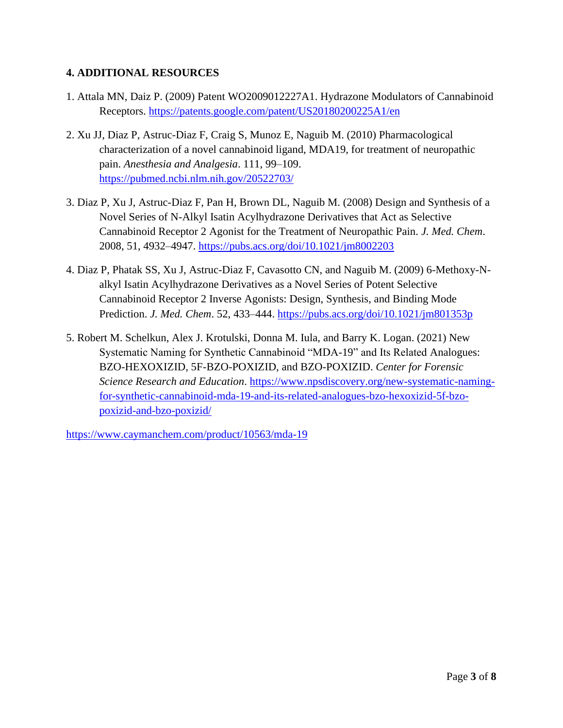## 4. ADDITIONAL RESOURCES

1. Attala MN, Daiz P. (2009) Patent WO2009012227A1. Hydrazone Modulators of Cannabinoid Receptors. https://patents.google.com/patent/US20180200225A1/en
2. Xu JJ, Diaz P, Astruc-Diaz F, Craig S, Munoz E, Naguib M. (2010) Pharmacological characterization of a novel cannabinoid ligand, MDA19, for treatment of neuropathic pain. *Anesthesia and Analgesia*. 111, 99–109. https://pubmed.ncbi.nlm.nih.gov/20522703/
3. Diaz P, Xu J, Astruc-Diaz F, Pan H, Brown DL, Naguib M. (2008) Design and Synthesis of a Novel Series of N-Alkyl Isatin Acylhydrazone Derivatives that Act as Selective Cannabinoid Receptor 2 Agonist for the Treatment of Neuropathic Pain. *J. Med. Chem*. 2008, 51, 4932–4947. https://pubs.acs.org/doi/10.1021/jm8002203
4. Diaz P, Phatak SS, Xu J, Astruc-Diaz F, Cavasotto CN, and Naguib M. (2009) 6-Methoxy-N-alkyl Isatin Acylhydrazone Derivatives as a Novel Series of Potent Selective Cannabinoid Receptor 2 Inverse Agonists: Design, Synthesis, and Binding Mode Prediction. *J. Med. Chem*. 52, 433–444. https://pubs.acs.org/doi/10.1021/jm801353p
5. Robert M. Schelkun, Alex J. Krotulski, Donna M. Iula, and Barry K. Logan. (2021) New Systematic Naming for Synthetic Cannabinoid "MDA-19" and Its Related Analogues: BZO-HEXOXIZID, 5F-BZO-POXIZID, and BZO-POXIZID. *Center for Forensic Science Research and Education*. https://www.npsdiscovery.org/new-systematic-naming-for-synthetic-cannabinoid-mda-19-and-its-related-analogues-bzo-hexoxizid-5f-bzo-poxizid-and-bzo-poxizid/

https://www.caymanchem.com/product/10563/mda-19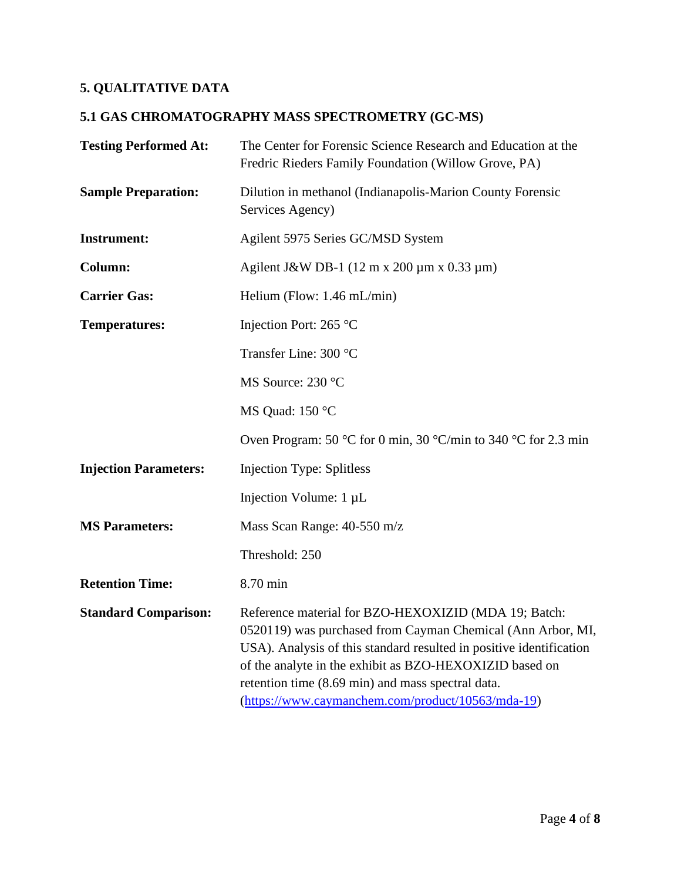## 5. QUALITATIVE DATA

### 5.1 GAS CHROMATOGRAPHY MASS SPECTROMETRY (GC-MS)

**Testing Performed At:** The Center for Forensic Science Research and Education at the Fredric Rieders Family Foundation (Willow Grove, PA)

**Sample Preparation:** Dilution in methanol (Indianapolis-Marion County Forensic Services Agency)

**Instrument:** Agilent 5975 Series GC/MSD System

**Column:** Agilent J&W DB-1 (12 m x 200 µm x 0.33 µm)

**Carrier Gas:** Helium (Flow: 1.46 mL/min)

**Temperatures:**

Injection Port: 265 °C

Transfer Line: 300 °C

MS Source: 230 °C

MS Quad: 150 °C

Oven Program: 50 °C for 0 min, 30 °C/min to 340 °C for 2.3 min

**Injection Parameters:**

Injection Type: Splitless

Injection Volume: 1 µL

**MS Parameters:**

Mass Scan Range: 40-550 m/z

Threshold: 250

**Retention Time:** 8.70 min

**Standard Comparison:** Reference material for BZO-HEXOXIZID (MDA 19; Batch: 0520119) was purchased from Cayman Chemical (Ann Arbor, MI, USA). Analysis of this standard resulted in positive identification of the analyte in the exhibit as BZO-HEXOXIZID based on retention time (8.69 min) and mass spectral data. (https://www.caymanchem.com/product/10563/mda-19)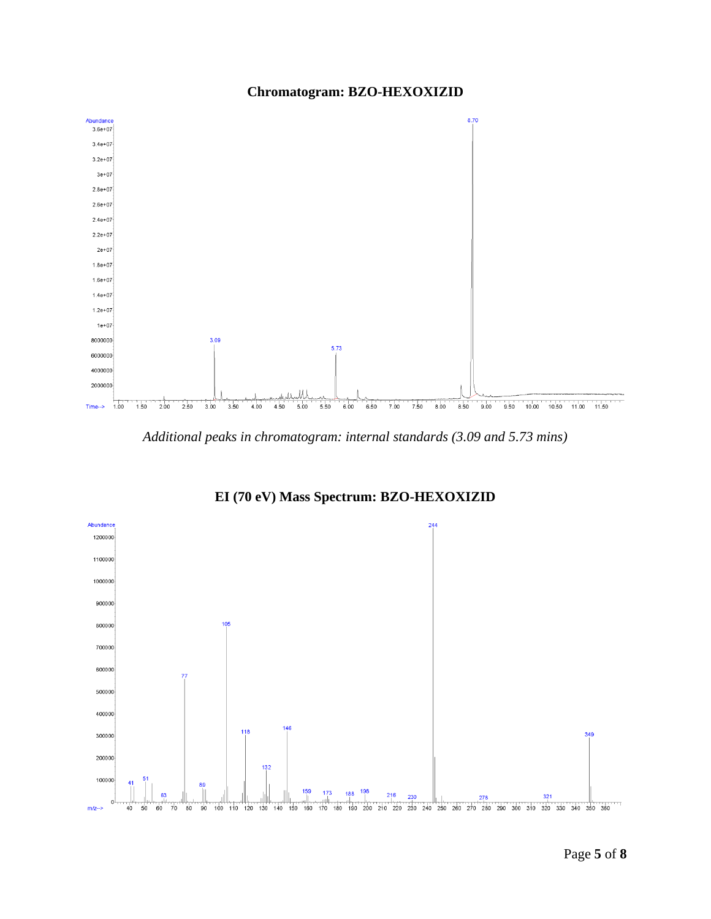## Chromatogram: BZO-HEXOXIZID

*Additional peaks in chromatogram: internal standards (3.09 and 5.73 mins)*

## EI (70 eV) Mass Spectrum: BZO-HEXOXIZID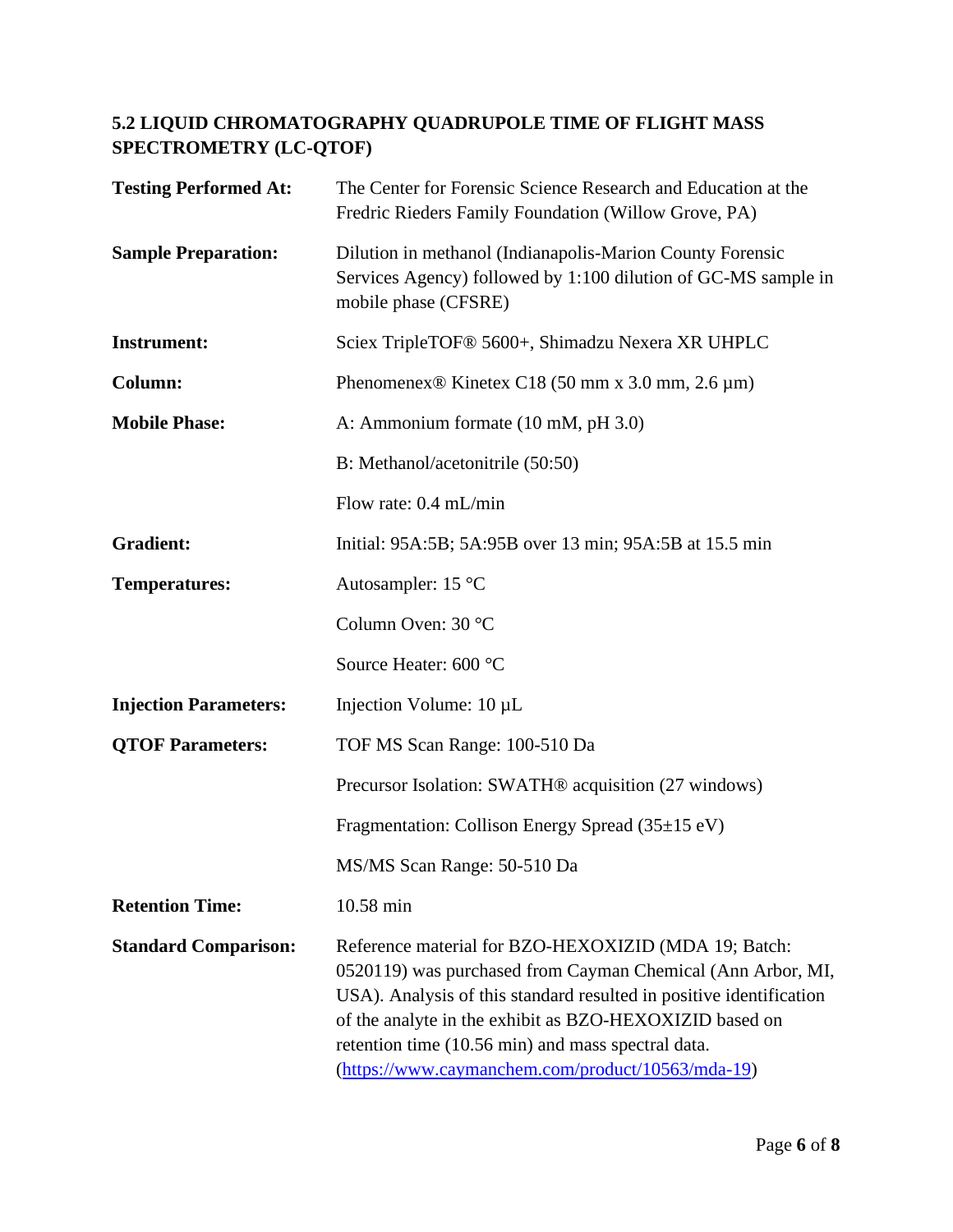## 5.2 LIQUID CHROMATOGRAPHY QUADRUPOLE TIME OF FLIGHT MASS SPECTROMETRY (LC-QTOF)

| | |
|---|---|
| **Testing Performed At:** | The Center for Forensic Science Research and Education at the Fredric Rieders Family Foundation (Willow Grove, PA) |
| **Sample Preparation:** | Dilution in methanol (Indianapolis-Marion County Forensic Services Agency) followed by 1:100 dilution of GC-MS sample in mobile phase (CFSRE) |
| **Instrument:** | Sciex TripleTOF® 5600+, Shimadzu Nexera XR UHPLC |
| **Column:** | Phenomenex® Kinetex C18 (50 mm x 3.0 mm, 2.6 µm) |
| **Mobile Phase:** | A: Ammonium formate (10 mM, pH 3.0) |
| | B: Methanol/acetonitrile (50:50) |
| | Flow rate: 0.4 mL/min |
| **Gradient:** | Initial: 95A:5B; 5A:95B over 13 min; 95A:5B at 15.5 min |
| **Temperatures:** | Autosampler: 15 °C |
| | Column Oven: 30 °C |
| | Source Heater: 600 °C |
| **Injection Parameters:** | Injection Volume: 10 µL |
| **QTOF Parameters:** | TOF MS Scan Range: 100-510 Da |
| | Precursor Isolation: SWATH® acquisition (27 windows) |
| | Fragmentation: Collison Energy Spread (35±15 eV) |
| | MS/MS Scan Range: 50-510 Da |
| **Retention Time:** | 10.58 min |
| **Standard Comparison:** | Reference material for BZO-HEXOXIZID (MDA 19; Batch: 0520119) was purchased from Cayman Chemical (Ann Arbor, MI, USA). Analysis of this standard resulted in positive identification of the analyte in the exhibit as BZO-HEXOXIZID based on retention time (10.56 min) and mass spectral data. (https://www.caymanchem.com/product/10563/mda-19) |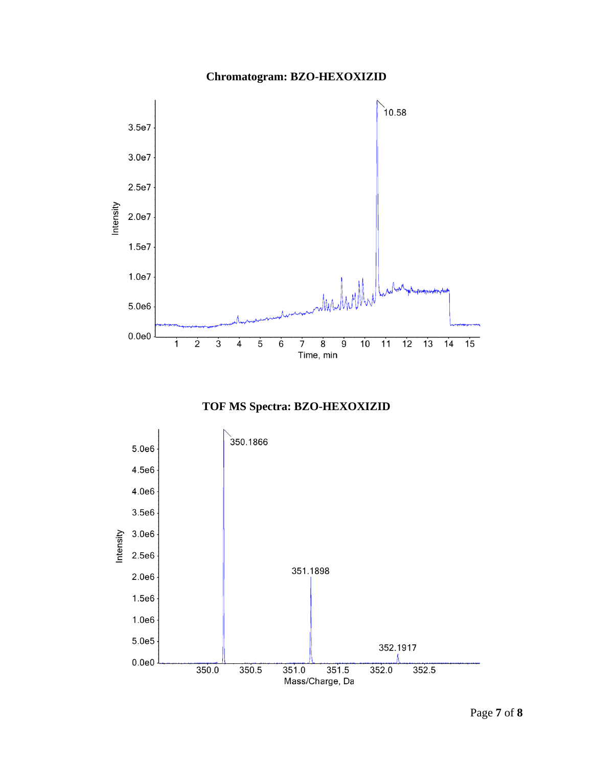**Chromatogram: BZO-HEXOXIZID**

**TOF MS Spectra: BZO-HEXOXIZID**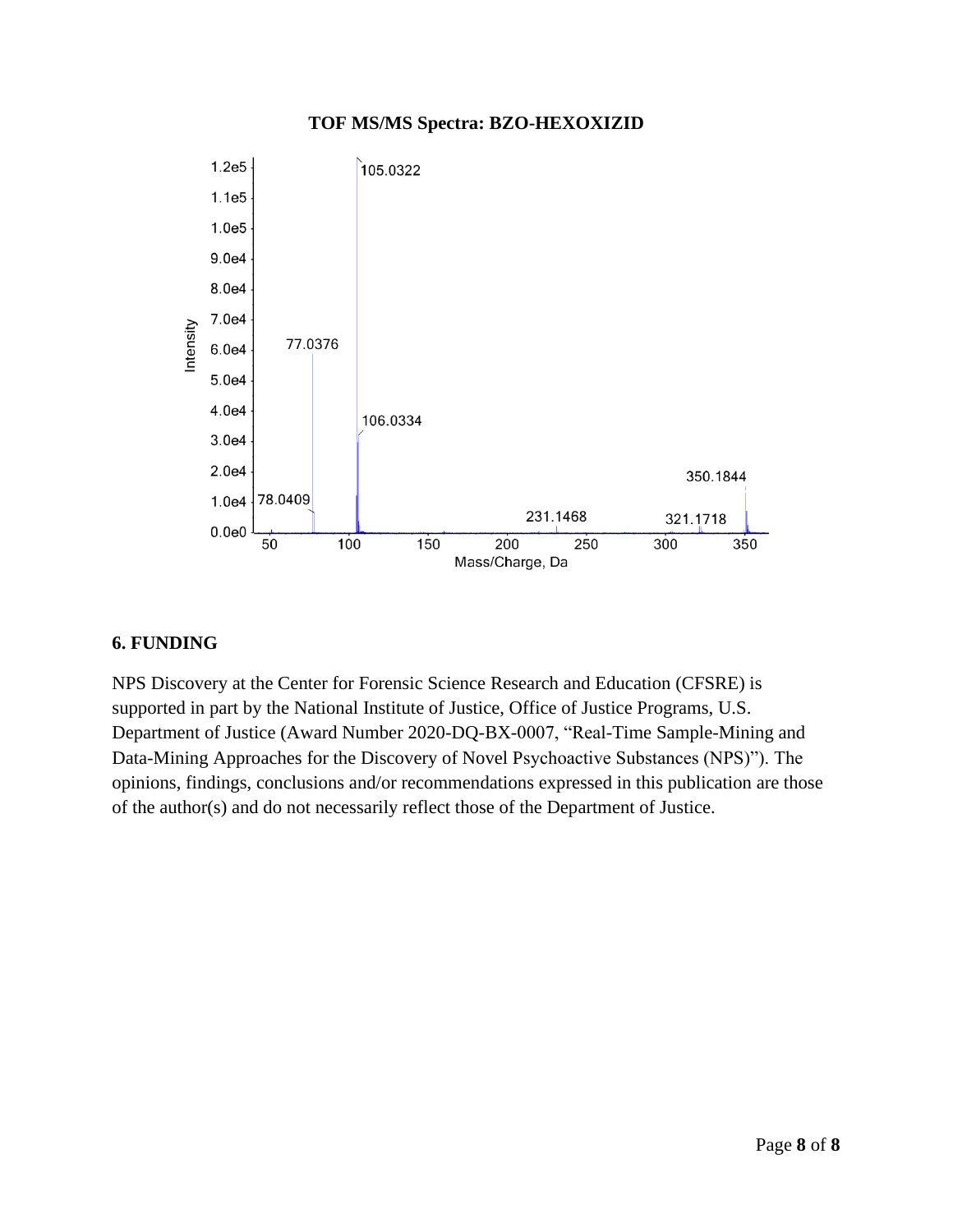**TOF MS/MS Spectra: BZO-HEXOXIZID**

Intensity

1.2e5
1.1e5
1.0e5
9.0e4
8.0e4
7.0e4
6.0e4
5.0e4
4.0e4
3.0e4
2.0e4
1.0e4
0.0e0

105.0322
77.0376
106.0334
78.0409
231.1468
350.1844
321.1718

50 100 150 200 250 300 350

Mass/Charge, Da

## 6. FUNDING

NPS Discovery at the Center for Forensic Science Research and Education (CFSRE) is supported in part by the National Institute of Justice, Office of Justice Programs, U.S. Department of Justice (Award Number 2020-DQ-BX-0007, "Real-Time Sample-Mining and Data-Mining Approaches for the Discovery of Novel Psychoactive Substances (NPS)"). The opinions, findings, conclusions and/or recommendations expressed in this publication are those of the author(s) and do not necessarily reflect those of the Department of Justice.